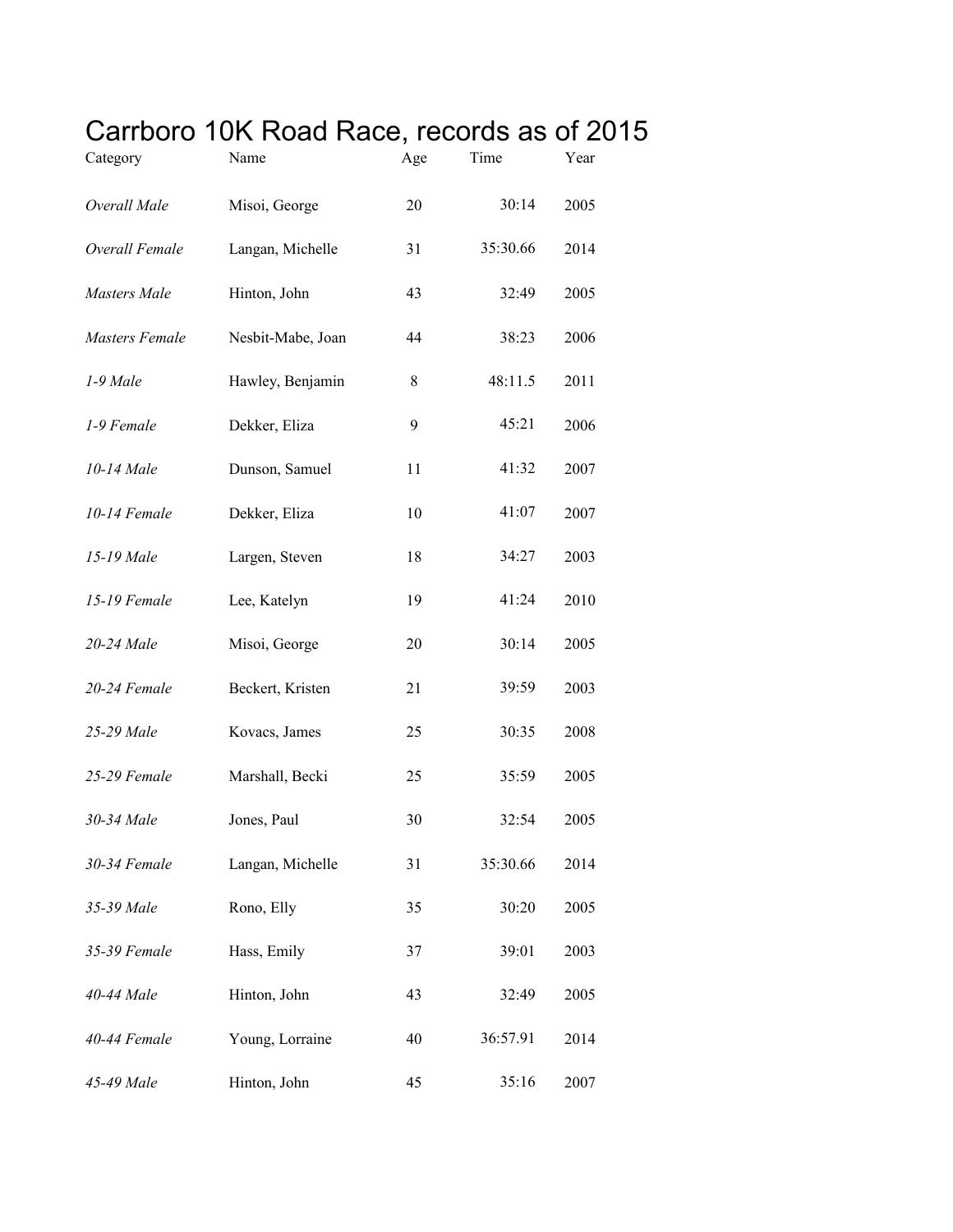# Carrboro 10K Road Race, records as of 2015

| Category | Name | Age | Time | Year |
|---|---|---|---|---|
| *Overall Male* | Misoi, George | 20 | 30:14 | 2005 |
| *Overall Female* | Langan, Michelle | 31 | 35:30.66 | 2014 |
| *Masters Male* | Hinton, John | 43 | 32:49 | 2005 |
| *Masters Female* | Nesbit-Mabe, Joan | 44 | 38:23 | 2006 |
| *1-9 Male* | Hawley, Benjamin | 8 | 48:11.5 | 2011 |
| *1-9 Female* | Dekker, Eliza | 9 | 45:21 | 2006 |
| *10-14 Male* | Dunson, Samuel | 11 | 41:32 | 2007 |
| *10-14 Female* | Dekker, Eliza | 10 | 41:07 | 2007 |
| *15-19 Male* | Largen, Steven | 18 | 34:27 | 2003 |
| *15-19 Female* | Lee, Katelyn | 19 | 41:24 | 2010 |
| *20-24 Male* | Misoi, George | 20 | 30:14 | 2005 |
| *20-24 Female* | Beckert, Kristen | 21 | 39:59 | 2003 |
| *25-29 Male* | Kovacs, James | 25 | 30:35 | 2008 |
| *25-29 Female* | Marshall, Becki | 25 | 35:59 | 2005 |
| *30-34 Male* | Jones, Paul | 30 | 32:54 | 2005 |
| *30-34 Female* | Langan, Michelle | 31 | 35:30.66 | 2014 |
| *35-39 Male* | Rono, Elly | 35 | 30:20 | 2005 |
| *35-39 Female* | Hass, Emily | 37 | 39:01 | 2003 |
| *40-44 Male* | Hinton, John | 43 | 32:49 | 2005 |
| *40-44 Female* | Young, Lorraine | 40 | 36:57.91 | 2014 |
| *45-49 Male* | Hinton, John | 45 | 35:16 | 2007 |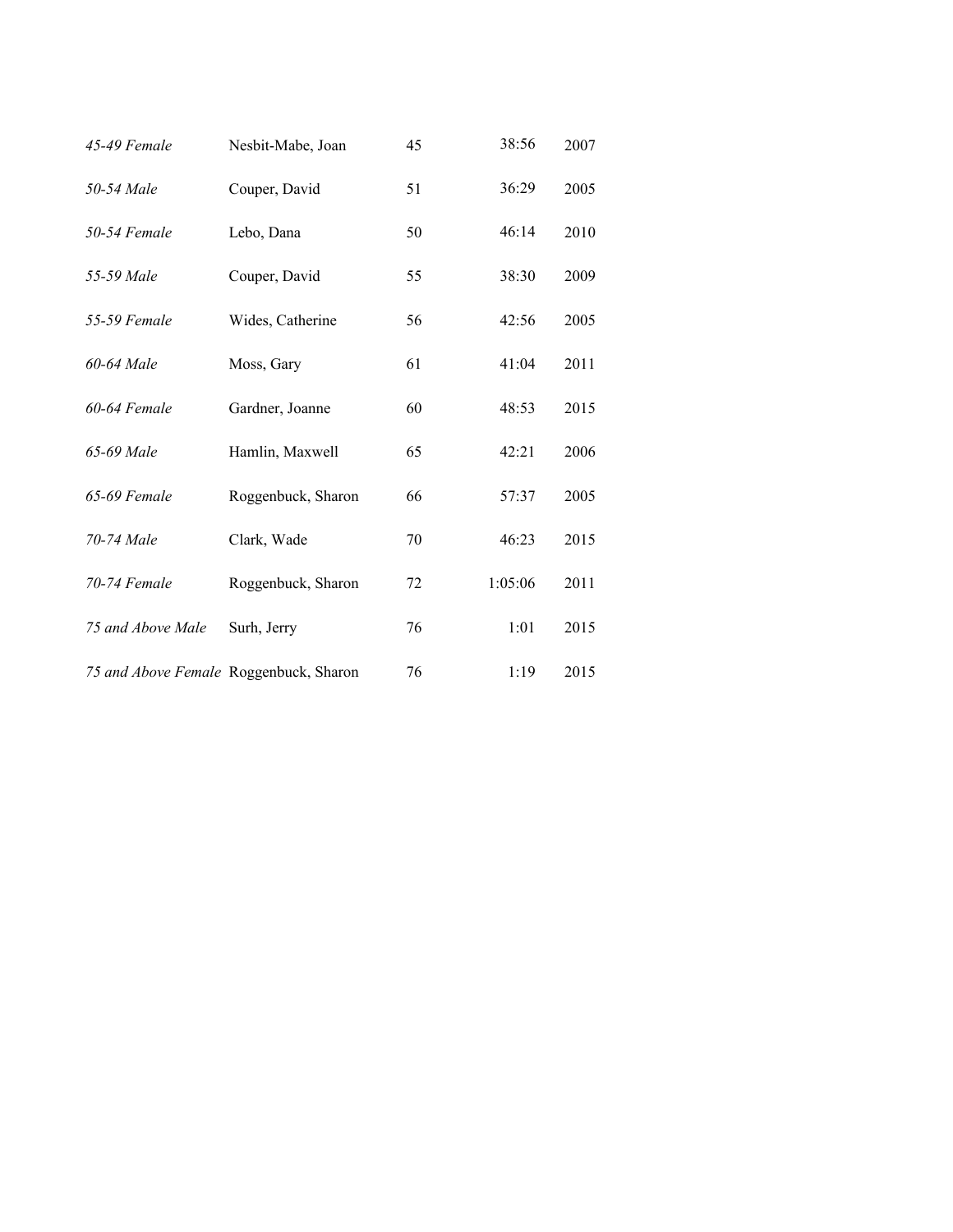| | | | | |
|---|---|---|---|---|
| *45-49 Female* | Nesbit-Mabe, Joan | 45 | 38:56 | 2007 |
| *50-54 Male* | Couper, David | 51 | 36:29 | 2005 |
| *50-54 Female* | Lebo, Dana | 50 | 46:14 | 2010 |
| *55-59 Male* | Couper, David | 55 | 38:30 | 2009 |
| *55-59 Female* | Wides, Catherine | 56 | 42:56 | 2005 |
| *60-64 Male* | Moss, Gary | 61 | 41:04 | 2011 |
| *60-64 Female* | Gardner, Joanne | 60 | 48:53 | 2015 |
| *65-69 Male* | Hamlin, Maxwell | 65 | 42:21 | 2006 |
| *65-69 Female* | Roggenbuck, Sharon | 66 | 57:37 | 2005 |
| *70-74 Male* | Clark, Wade | 70 | 46:23 | 2015 |
| *70-74 Female* | Roggenbuck, Sharon | 72 | 1:05:06 | 2011 |
| *75 and Above Male* | Surh, Jerry | 76 | 1:01 | 2015 |
| *75 and Above Female* | Roggenbuck, Sharon | 76 | 1:19 | 2015 |